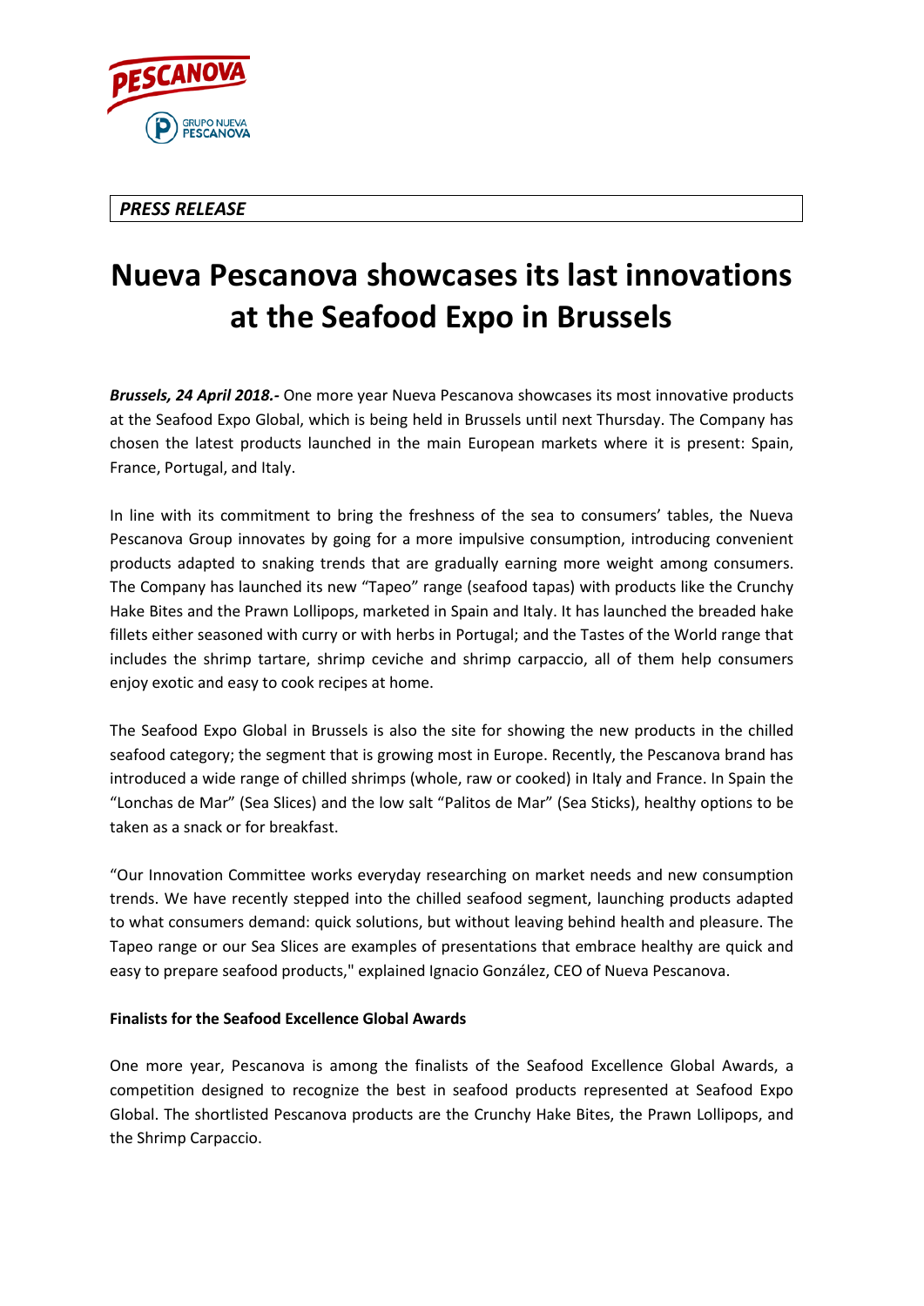***PRESS RELEASE***

# Nueva Pescanova showcases its last innovations at the Seafood Expo in Brussels

***Brussels, 24 April 2018.-*** One more year Nueva Pescanova showcases its most innovative products at the Seafood Expo Global, which is being held in Brussels until next Thursday. The Company has chosen the latest products launched in the main European markets where it is present: Spain, France, Portugal, and Italy.

In line with its commitment to bring the freshness of the sea to consumers' tables, the Nueva Pescanova Group innovates by going for a more impulsive consumption, introducing convenient products adapted to snaking trends that are gradually earning more weight among consumers. The Company has launched its new "Tapeo" range (seafood tapas) with products like the Crunchy Hake Bites and the Prawn Lollipops, marketed in Spain and Italy. It has launched the breaded hake fillets either seasoned with curry or with herbs in Portugal; and the Tastes of the World range that includes the shrimp tartare, shrimp ceviche and shrimp carpaccio, all of them help consumers enjoy exotic and easy to cook recipes at home.

The Seafood Expo Global in Brussels is also the site for showing the new products in the chilled seafood category; the segment that is growing most in Europe. Recently, the Pescanova brand has introduced a wide range of chilled shrimps (whole, raw or cooked) in Italy and France. In Spain the "Lonchas de Mar" (Sea Slices) and the low salt "Palitos de Mar" (Sea Sticks), healthy options to be taken as a snack or for breakfast.

"Our Innovation Committee works everyday researching on market needs and new consumption trends. We have recently stepped into the chilled seafood segment, launching products adapted to what consumers demand: quick solutions, but without leaving behind health and pleasure. The Tapeo range or our Sea Slices are examples of presentations that embrace healthy are quick and easy to prepare seafood products," explained Ignacio González, CEO of Nueva Pescanova.

**Finalists for the Seafood Excellence Global Awards**

One more year, Pescanova is among the finalists of the Seafood Excellence Global Awards, a competition designed to recognize the best in seafood products represented at Seafood Expo Global. The shortlisted Pescanova products are the Crunchy Hake Bites, the Prawn Lollipops, and the Shrimp Carpaccio.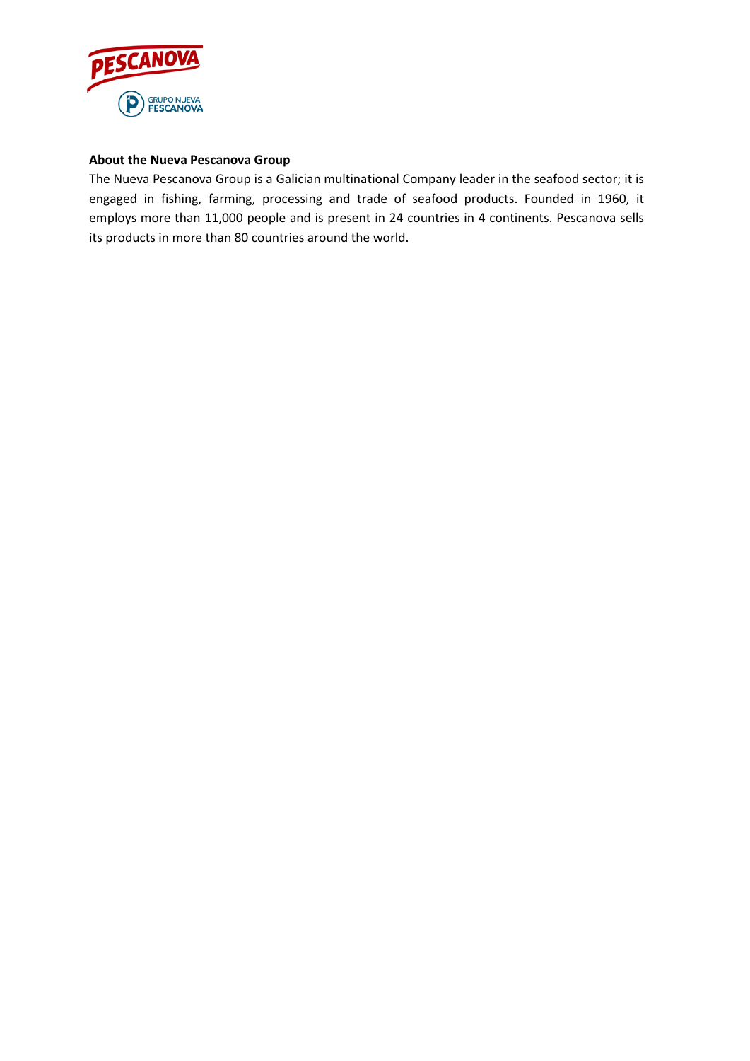**About the Nueva Pescanova Group**

The Nueva Pescanova Group is a Galician multinational Company leader in the seafood sector; it is engaged in fishing, farming, processing and trade of seafood products. Founded in 1960, it employs more than 11,000 people and is present in 24 countries in 4 continents. Pescanova sells its products in more than 80 countries around the world.